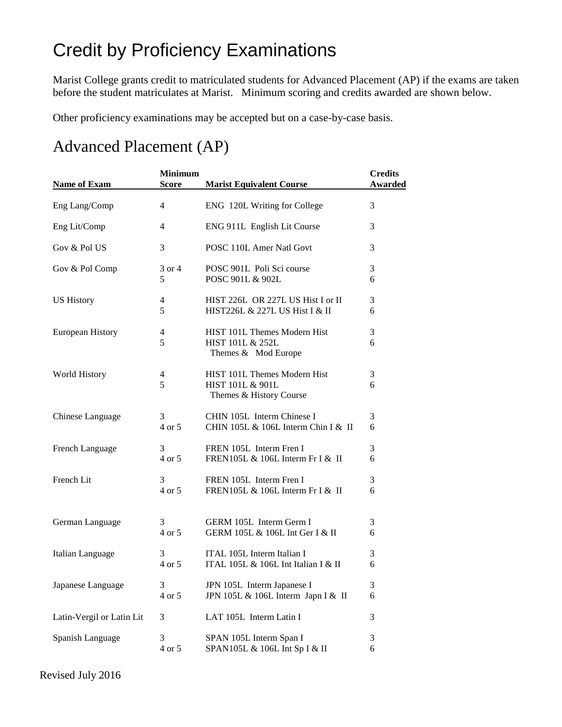# Credit by Proficiency Examinations

Marist College grants credit to matriculated students for Advanced Placement (AP) if the exams are taken before the student matriculates at Marist. Minimum scoring and credits awarded are shown below.

Other proficiency examinations may be accepted but on a case-by-case basis.

## Advanced Placement (AP)

| Name of Exam | Minimum Score | Marist Equivalent Course | Credits Awarded |
|---|---|---|---|
| Eng Lang/Comp | 4 | ENG 120L Writing for College | 3 |
| Eng Lit/Comp | 4 | ENG 911L English Lit Course | 3 |
| Gov & Pol US | 3 | POSC 110L Amer Natl Govt | 3 |
| Gov & Pol Comp | 3 or 4 | POSC 901L Poli Sci course | 3 |
| | 5 | POSC 901L & 902L | 6 |
| US History | 4 | HIST 226L OR 227L US Hist I or II | 3 |
| | 5 | HIST226L & 227L US Hist I & II | 6 |
| European History | 4 | HIST 101L Themes Modern Hist | 3 |
| | 5 | HIST 101L & 252L Themes & Mod Europe | 6 |
| World History | 4 | HIST 101L Themes Modern Hist | 3 |
| | 5 | HIST 101L & 901L Themes & History Course | 6 |
| Chinese Language | 3 | CHIN 105L Interm Chinese I | 3 |
| | 4 or 5 | CHIN 105L & 106L Interm Chin I & II | 6 |
| French Language | 3 | FREN 105L Interm Fren I | 3 |
| | 4 or 5 | FREN105L & 106L Interm Fr I & II | 6 |
| French Lit | 3 | FREN 105L Interm Fren I | 3 |
| | 4 or 5 | FREN105L & 106L Interm Fr I & II | 6 |
| German Language | 3 | GERM 105L Interm Germ I | 3 |
| | 4 or 5 | GERM 105L & 106L Int Ger I & II | 6 |
| Italian Language | 3 | ITAL 105L Interm Italian I | 3 |
| | 4 or 5 | ITAL 105L & 106L Int Italian I & II | 6 |
| Japanese Language | 3 | JPN 105L Interm Japanese I | 3 |
| | 4 or 5 | JPN 105L & 106L Interm Japn I & II | 6 |
| Latin-Vergil or Latin Lit | 3 | LAT 105L Interm Latin I | 3 |
| Spanish Language | 3 | SPAN 105L Interm Span I | 3 |
| | 4 or 5 | SPAN105L & 106L Int Sp I & II | 6 |

Revised July 2016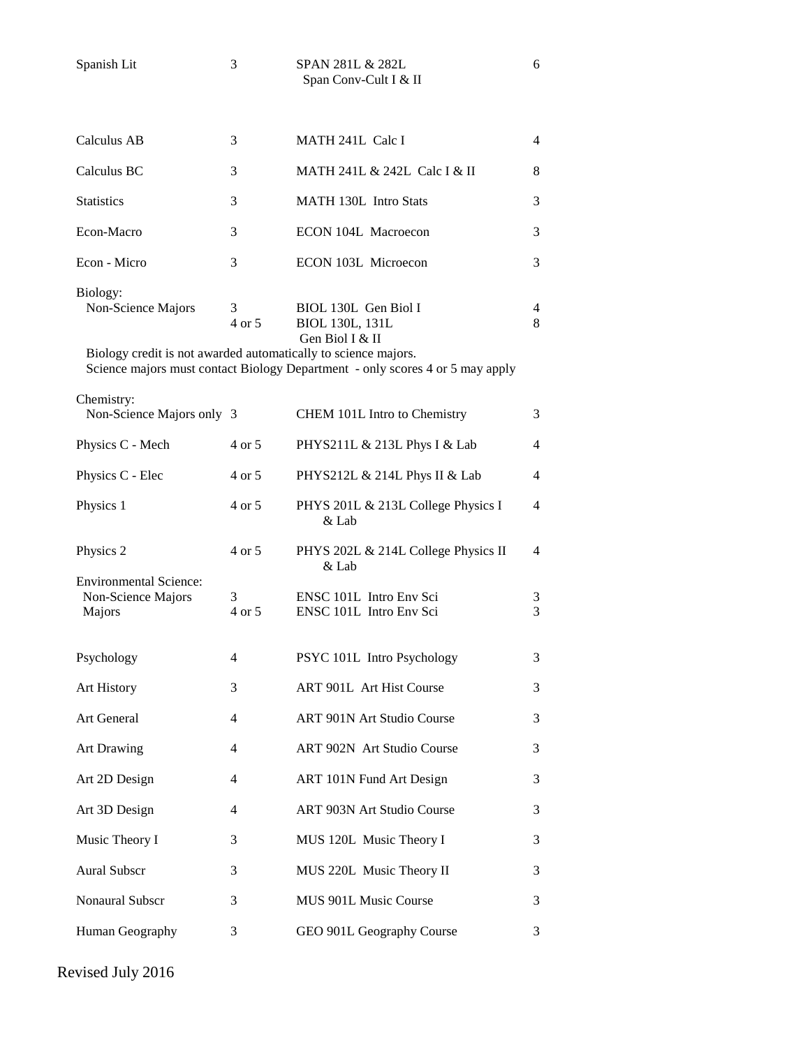| | | | |
|---|---|---|---|
| Spanish Lit | 3 | SPAN 281L & 282L Span Conv-Cult I & II | 6 |
| Calculus AB | 3 | MATH 241L Calc I | 4 |
| Calculus BC | 3 | MATH 241L & 242L Calc I & II | 8 |
| Statistics | 3 | MATH 130L Intro Stats | 3 |
| Econ-Macro | 3 | ECON 104L Macroecon | 3 |
| Econ - Micro | 3 | ECON 103L Microecon | 3 |
| Biology: | | | |
| Non-Science Majors | 3 | BIOL 130L Gen Biol I | 4 |
| | 4 or 5 | BIOL 130L, 131L Gen Biol I & II | 8 |

Biology credit is not awarded automatically to science majors.
Science majors must contact Biology Department - only scores 4 or 5 may apply

| | | | |
|---|---|---|---|
| Chemistry: | | | |
| Non-Science Majors only | 3 | CHEM 101L Intro to Chemistry | 3 |
| Physics C - Mech | 4 or 5 | PHYS211L & 213L Phys I & Lab | 4 |
| Physics C - Elec | 4 or 5 | PHYS212L & 214L Phys II & Lab | 4 |
| Physics 1 | 4 or 5 | PHYS 201L & 213L College Physics I & Lab | 4 |
| Physics 2 | 4 or 5 | PHYS 202L & 214L College Physics II & Lab | 4 |
| Environmental Science: | | | |
| Non-Science Majors | 3 | ENSC 101L Intro Env Sci | 3 |
| Majors | 4 or 5 | ENSC 101L Intro Env Sci | 3 |
| Psychology | 4 | PSYC 101L Intro Psychology | 3 |
| Art History | 3 | ART 901L Art Hist Course | 3 |
| Art General | 4 | ART 901N Art Studio Course | 3 |
| Art Drawing | 4 | ART 902N Art Studio Course | 3 |
| Art 2D Design | 4 | ART 101N Fund Art Design | 3 |
| Art 3D Design | 4 | ART 903N Art Studio Course | 3 |
| Music Theory I | 3 | MUS 120L Music Theory I | 3 |
| Aural Subscr | 3 | MUS 220L Music Theory II | 3 |
| Nonaural Subscr | 3 | MUS 901L Music Course | 3 |
| Human Geography | 3 | GEO 901L Geography Course | 3 |

Revised July 2016